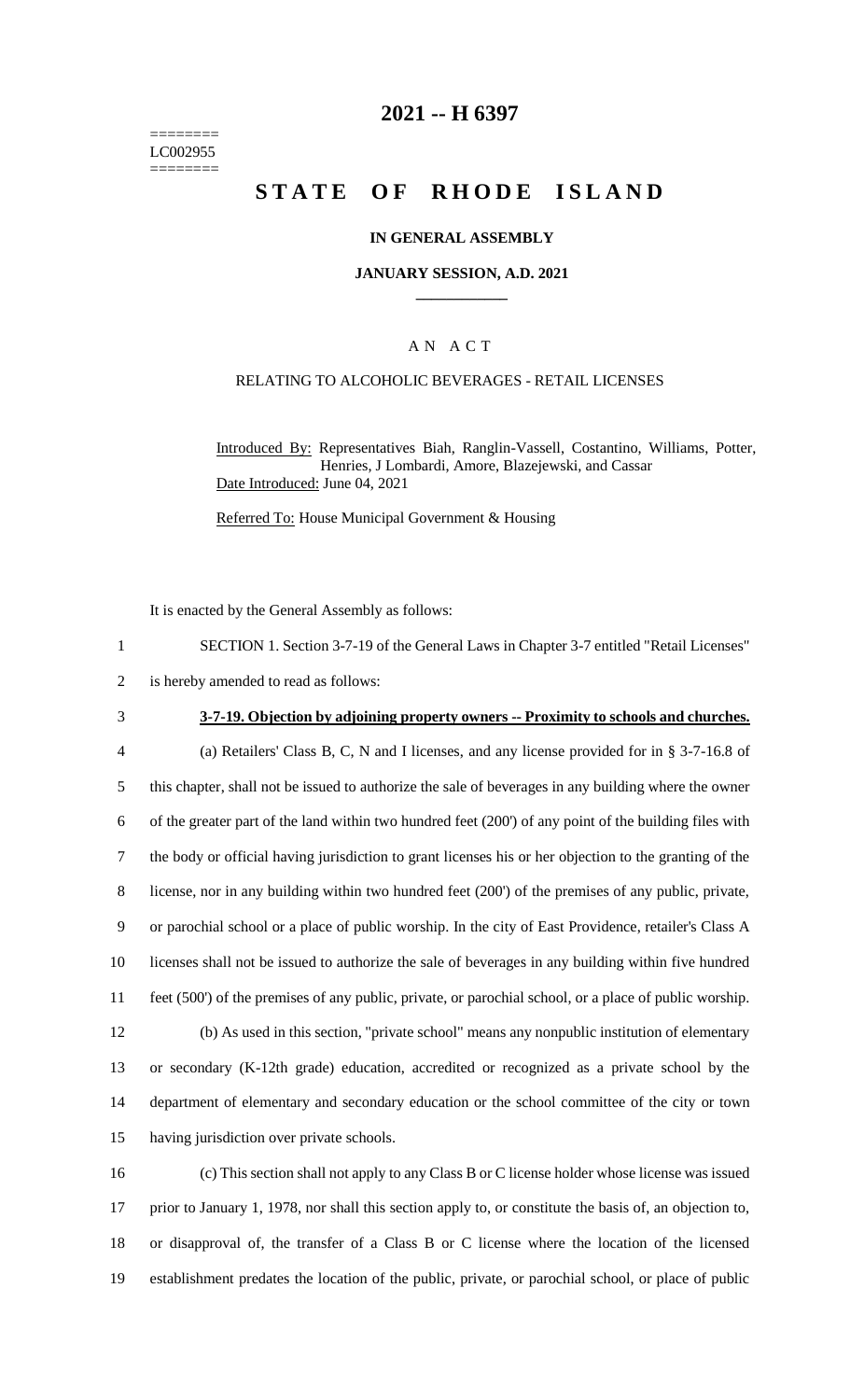========
LC002955
========

# 2021 -- H 6397

# STATE OF RHODE ISLAND

## IN GENERAL ASSEMBLY

### JANUARY SESSION, A.D. 2021

____________

A N A C T

RELATING TO ALCOHOLIC BEVERAGES - RETAIL LICENSES

Introduced By: Representatives Biah, Ranglin-Vassell, Costantino, Williams, Potter, Henries, J Lombardi, Amore, Blazejewski, and Cassar

Date Introduced: June 04, 2021

Referred To: House Municipal Government & Housing

It is enacted by the General Assembly as follows:

1 SECTION 1. Section 3-7-19 of the General Laws in Chapter 3-7 entitled "Retail Licenses"
2 is hereby amended to read as follows:

3 **3-7-19. Objection by adjoining property owners -- Proximity to schools and churches.**

4 (a) Retailers' Class B, C, N and I licenses, and any license provided for in § 3-7-16.8 of
5 this chapter, shall not be issued to authorize the sale of beverages in any building where the owner
6 of the greater part of the land within two hundred feet (200') of any point of the building files with
7 the body or official having jurisdiction to grant licenses his or her objection to the granting of the
8 license, nor in any building within two hundred feet (200') of the premises of any public, private,
9 or parochial school or a place of public worship. In the city of East Providence, retailer's Class A
10 licenses shall not be issued to authorize the sale of beverages in any building within five hundred
11 feet (500') of the premises of any public, private, or parochial school, or a place of public worship.

12 (b) As used in this section, "private school" means any nonpublic institution of elementary
13 or secondary (K-12th grade) education, accredited or recognized as a private school by the
14 department of elementary and secondary education or the school committee of the city or town
15 having jurisdiction over private schools.

16 (c) This section shall not apply to any Class B or C license holder whose license was issued
17 prior to January 1, 1978, nor shall this section apply to, or constitute the basis of, an objection to,
18 or disapproval of, the transfer of a Class B or C license where the location of the licensed
19 establishment predates the location of the public, private, or parochial school, or place of public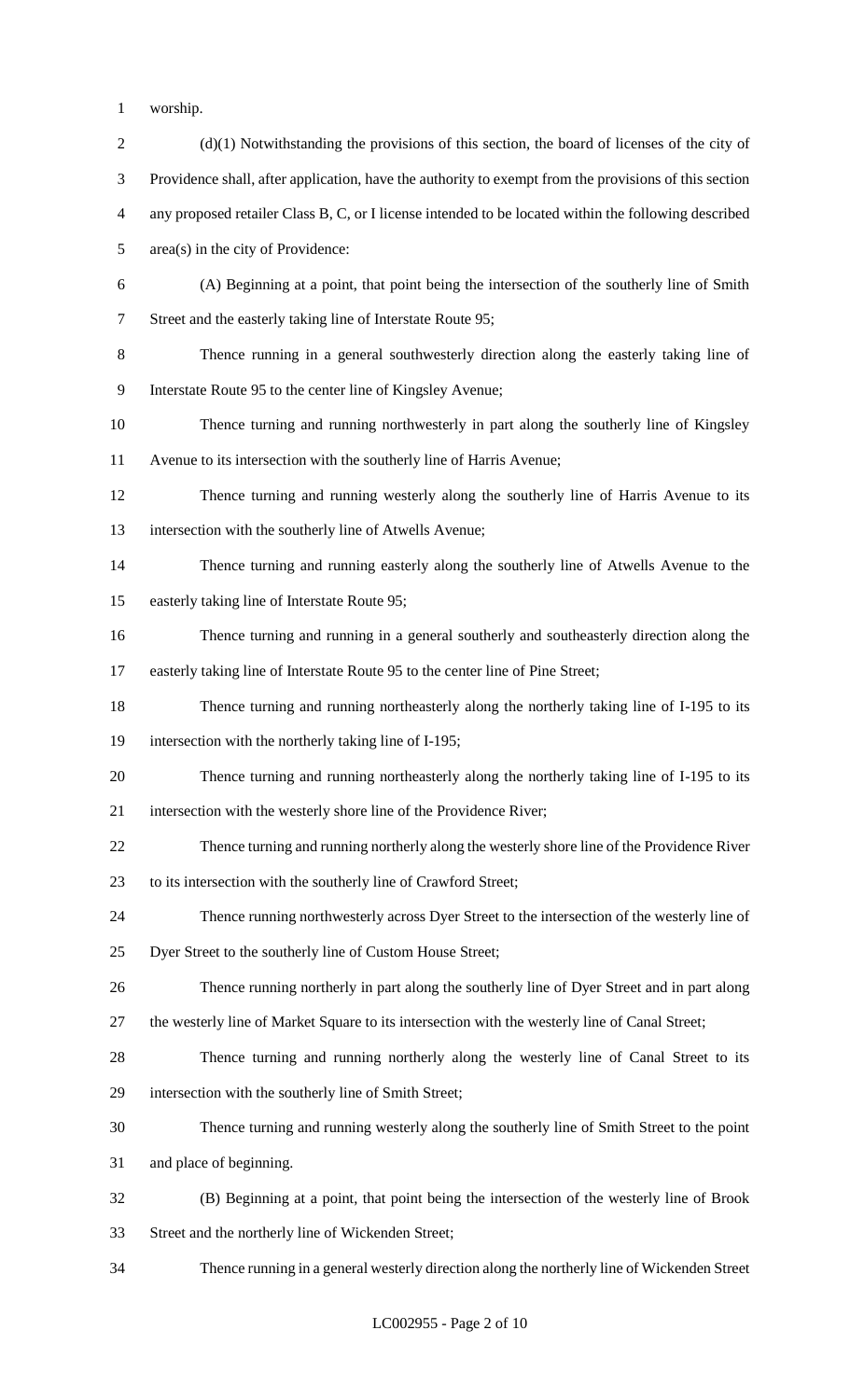worship.

(d)(1) Notwithstanding the provisions of this section, the board of licenses of the city of Providence shall, after application, have the authority to exempt from the provisions of this section any proposed retailer Class B, C, or I license intended to be located within the following described area(s) in the city of Providence:

(A) Beginning at a point, that point being the intersection of the southerly line of Smith Street and the easterly taking line of Interstate Route 95;

Thence running in a general southwesterly direction along the easterly taking line of Interstate Route 95 to the center line of Kingsley Avenue;

Thence turning and running northwesterly in part along the southerly line of Kingsley Avenue to its intersection with the southerly line of Harris Avenue;

Thence turning and running westerly along the southerly line of Harris Avenue to its intersection with the southerly line of Atwells Avenue;

Thence turning and running easterly along the southerly line of Atwells Avenue to the easterly taking line of Interstate Route 95;

Thence turning and running in a general southerly and southeasterly direction along the easterly taking line of Interstate Route 95 to the center line of Pine Street;

Thence turning and running northeasterly along the northerly taking line of I-195 to its intersection with the northerly taking line of I-195;

Thence turning and running northeasterly along the northerly taking line of I-195 to its intersection with the westerly shore line of the Providence River;

Thence turning and running northerly along the westerly shore line of the Providence River to its intersection with the southerly line of Crawford Street;

Thence running northwesterly across Dyer Street to the intersection of the westerly line of Dyer Street to the southerly line of Custom House Street;

Thence running northerly in part along the southerly line of Dyer Street and in part along the westerly line of Market Square to its intersection with the westerly line of Canal Street;

Thence turning and running northerly along the westerly line of Canal Street to its intersection with the southerly line of Smith Street;

Thence turning and running westerly along the southerly line of Smith Street to the point and place of beginning.

(B) Beginning at a point, that point being the intersection of the westerly line of Brook Street and the northerly line of Wickenden Street;

Thence running in a general westerly direction along the northerly line of Wickenden Street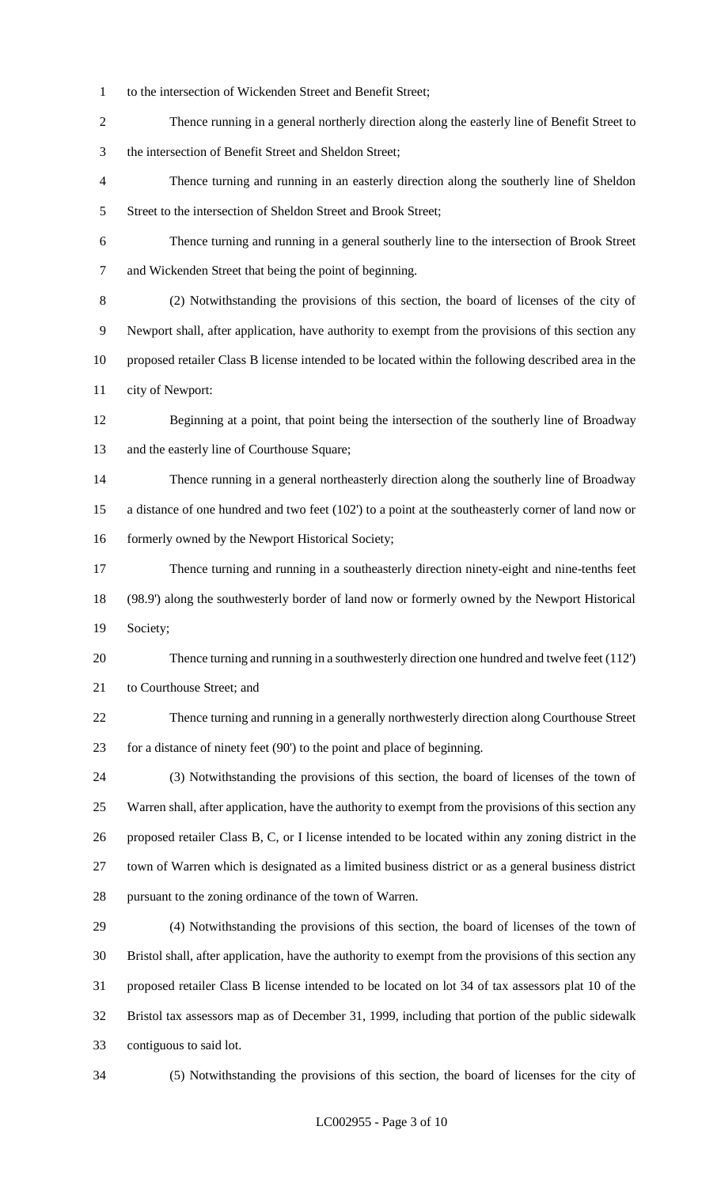to the intersection of Wickenden Street and Benefit Street;

Thence running in a general northerly direction along the easterly line of Benefit Street to the intersection of Benefit Street and Sheldon Street;

Thence turning and running in an easterly direction along the southerly line of Sheldon Street to the intersection of Sheldon Street and Brook Street;

Thence turning and running in a general southerly line to the intersection of Brook Street and Wickenden Street that being the point of beginning.

(2) Notwithstanding the provisions of this section, the board of licenses of the city of Newport shall, after application, have authority to exempt from the provisions of this section any proposed retailer Class B license intended to be located within the following described area in the city of Newport:

Beginning at a point, that point being the intersection of the southerly line of Broadway and the easterly line of Courthouse Square;

Thence running in a general northeasterly direction along the southerly line of Broadway a distance of one hundred and two feet (102') to a point at the southeasterly corner of land now or formerly owned by the Newport Historical Society;

Thence turning and running in a southeasterly direction ninety-eight and nine-tenths feet (98.9') along the southwesterly border of land now or formerly owned by the Newport Historical Society;

Thence turning and running in a southwesterly direction one hundred and twelve feet (112') to Courthouse Street; and

Thence turning and running in a generally northwesterly direction along Courthouse Street for a distance of ninety feet (90') to the point and place of beginning.

(3) Notwithstanding the provisions of this section, the board of licenses of the town of Warren shall, after application, have the authority to exempt from the provisions of this section any proposed retailer Class B, C, or I license intended to be located within any zoning district in the town of Warren which is designated as a limited business district or as a general business district pursuant to the zoning ordinance of the town of Warren.

(4) Notwithstanding the provisions of this section, the board of licenses of the town of Bristol shall, after application, have the authority to exempt from the provisions of this section any proposed retailer Class B license intended to be located on lot 34 of tax assessors plat 10 of the Bristol tax assessors map as of December 31, 1999, including that portion of the public sidewalk contiguous to said lot.

(5) Notwithstanding the provisions of this section, the board of licenses for the city of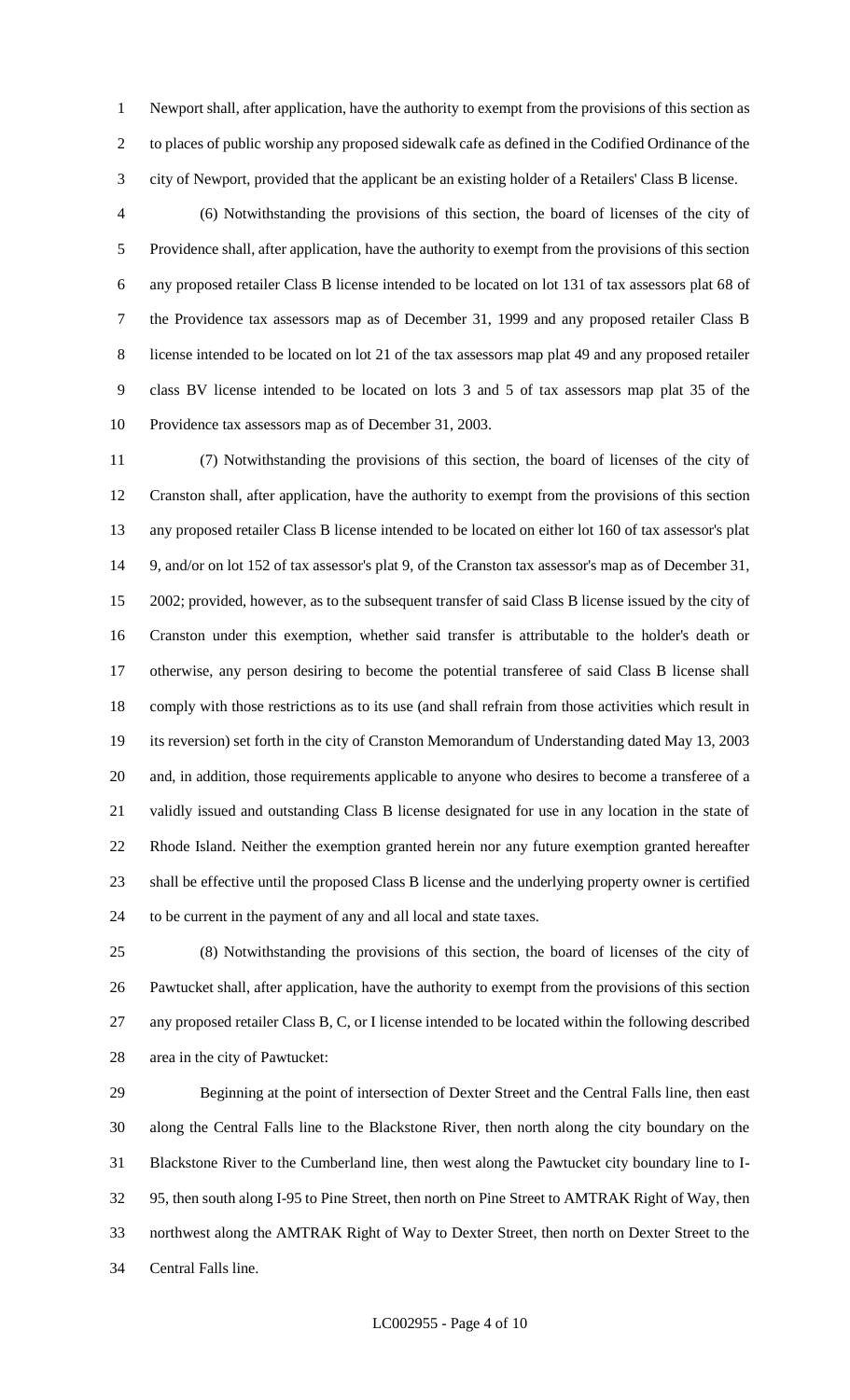Newport shall, after application, have the authority to exempt from the provisions of this section as to places of public worship any proposed sidewalk cafe as defined in the Codified Ordinance of the city of Newport, provided that the applicant be an existing holder of a Retailers' Class B license.

(6) Notwithstanding the provisions of this section, the board of licenses of the city of Providence shall, after application, have the authority to exempt from the provisions of this section any proposed retailer Class B license intended to be located on lot 131 of tax assessors plat 68 of the Providence tax assessors map as of December 31, 1999 and any proposed retailer Class B license intended to be located on lot 21 of the tax assessors map plat 49 and any proposed retailer class BV license intended to be located on lots 3 and 5 of tax assessors map plat 35 of the Providence tax assessors map as of December 31, 2003.

(7) Notwithstanding the provisions of this section, the board of licenses of the city of Cranston shall, after application, have the authority to exempt from the provisions of this section any proposed retailer Class B license intended to be located on either lot 160 of tax assessor's plat 9, and/or on lot 152 of tax assessor's plat 9, of the Cranston tax assessor's map as of December 31, 2002; provided, however, as to the subsequent transfer of said Class B license issued by the city of Cranston under this exemption, whether said transfer is attributable to the holder's death or otherwise, any person desiring to become the potential transferee of said Class B license shall comply with those restrictions as to its use (and shall refrain from those activities which result in its reversion) set forth in the city of Cranston Memorandum of Understanding dated May 13, 2003 and, in addition, those requirements applicable to anyone who desires to become a transferee of a validly issued and outstanding Class B license designated for use in any location in the state of Rhode Island. Neither the exemption granted herein nor any future exemption granted hereafter shall be effective until the proposed Class B license and the underlying property owner is certified to be current in the payment of any and all local and state taxes.

(8) Notwithstanding the provisions of this section, the board of licenses of the city of Pawtucket shall, after application, have the authority to exempt from the provisions of this section any proposed retailer Class B, C, or I license intended to be located within the following described area in the city of Pawtucket:

Beginning at the point of intersection of Dexter Street and the Central Falls line, then east along the Central Falls line to the Blackstone River, then north along the city boundary on the Blackstone River to the Cumberland line, then west along the Pawtucket city boundary line to I-95, then south along I-95 to Pine Street, then north on Pine Street to AMTRAK Right of Way, then northwest along the AMTRAK Right of Way to Dexter Street, then north on Dexter Street to the Central Falls line.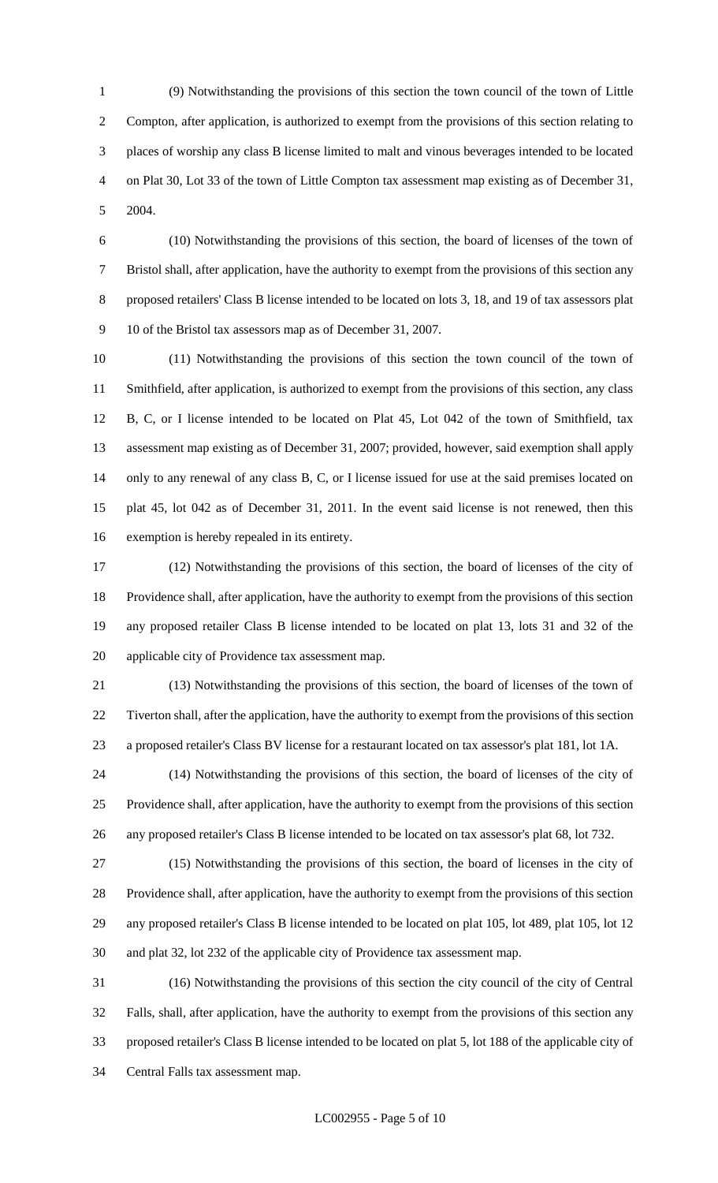(9) Notwithstanding the provisions of this section the town council of the town of Little Compton, after application, is authorized to exempt from the provisions of this section relating to places of worship any class B license limited to malt and vinous beverages intended to be located on Plat 30, Lot 33 of the town of Little Compton tax assessment map existing as of December 31, 2004.

(10) Notwithstanding the provisions of this section, the board of licenses of the town of Bristol shall, after application, have the authority to exempt from the provisions of this section any proposed retailers' Class B license intended to be located on lots 3, 18, and 19 of tax assessors plat 10 of the Bristol tax assessors map as of December 31, 2007.

(11) Notwithstanding the provisions of this section the town council of the town of Smithfield, after application, is authorized to exempt from the provisions of this section, any class B, C, or I license intended to be located on Plat 45, Lot 042 of the town of Smithfield, tax assessment map existing as of December 31, 2007; provided, however, said exemption shall apply only to any renewal of any class B, C, or I license issued for use at the said premises located on plat 45, lot 042 as of December 31, 2011. In the event said license is not renewed, then this exemption is hereby repealed in its entirety.

(12) Notwithstanding the provisions of this section, the board of licenses of the city of Providence shall, after application, have the authority to exempt from the provisions of this section any proposed retailer Class B license intended to be located on plat 13, lots 31 and 32 of the applicable city of Providence tax assessment map.

(13) Notwithstanding the provisions of this section, the board of licenses of the town of Tiverton shall, after the application, have the authority to exempt from the provisions of this section a proposed retailer's Class BV license for a restaurant located on tax assessor's plat 181, lot 1A.

(14) Notwithstanding the provisions of this section, the board of licenses of the city of Providence shall, after application, have the authority to exempt from the provisions of this section any proposed retailer's Class B license intended to be located on tax assessor's plat 68, lot 732.

(15) Notwithstanding the provisions of this section, the board of licenses in the city of Providence shall, after application, have the authority to exempt from the provisions of this section any proposed retailer's Class B license intended to be located on plat 105, lot 489, plat 105, lot 12 and plat 32, lot 232 of the applicable city of Providence tax assessment map.

(16) Notwithstanding the provisions of this section the city council of the city of Central Falls, shall, after application, have the authority to exempt from the provisions of this section any proposed retailer's Class B license intended to be located on plat 5, lot 188 of the applicable city of Central Falls tax assessment map.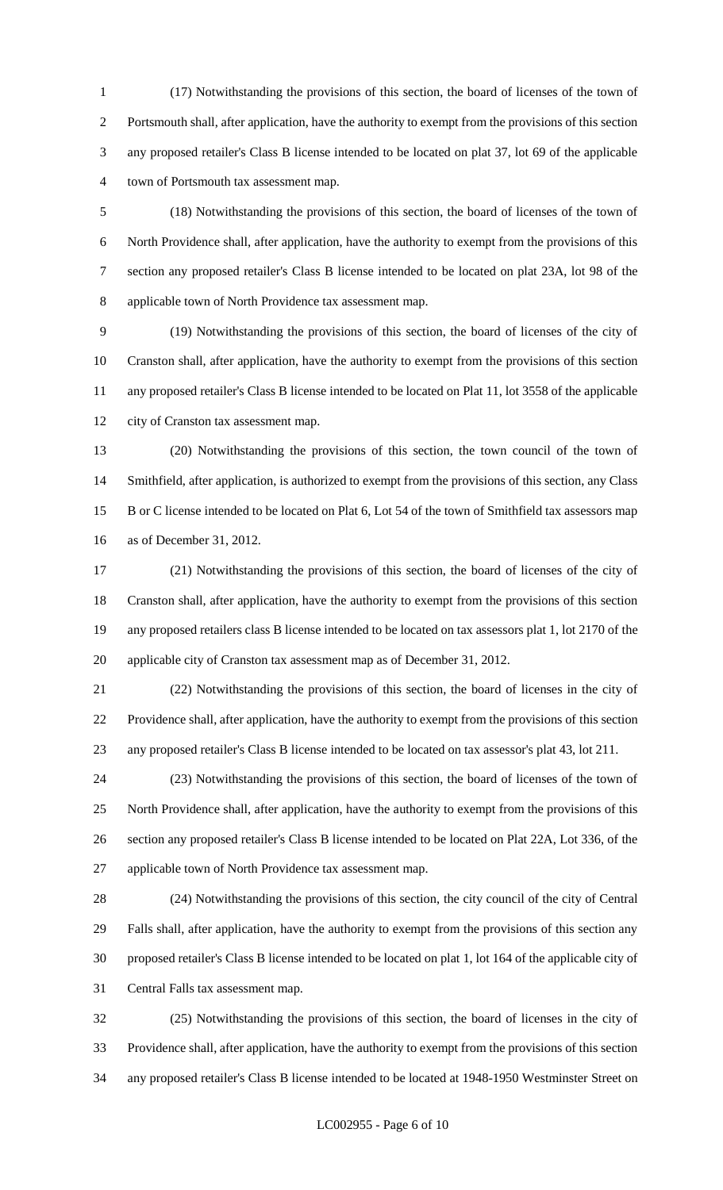(17) Notwithstanding the provisions of this section, the board of licenses of the town of Portsmouth shall, after application, have the authority to exempt from the provisions of this section any proposed retailer's Class B license intended to be located on plat 37, lot 69 of the applicable town of Portsmouth tax assessment map.

(18) Notwithstanding the provisions of this section, the board of licenses of the town of North Providence shall, after application, have the authority to exempt from the provisions of this section any proposed retailer's Class B license intended to be located on plat 23A, lot 98 of the applicable town of North Providence tax assessment map.

(19) Notwithstanding the provisions of this section, the board of licenses of the city of Cranston shall, after application, have the authority to exempt from the provisions of this section any proposed retailer's Class B license intended to be located on Plat 11, lot 3558 of the applicable city of Cranston tax assessment map.

(20) Notwithstanding the provisions of this section, the town council of the town of Smithfield, after application, is authorized to exempt from the provisions of this section, any Class B or C license intended to be located on Plat 6, Lot 54 of the town of Smithfield tax assessors map as of December 31, 2012.

(21) Notwithstanding the provisions of this section, the board of licenses of the city of Cranston shall, after application, have the authority to exempt from the provisions of this section any proposed retailers class B license intended to be located on tax assessors plat 1, lot 2170 of the applicable city of Cranston tax assessment map as of December 31, 2012.

(22) Notwithstanding the provisions of this section, the board of licenses in the city of Providence shall, after application, have the authority to exempt from the provisions of this section any proposed retailer's Class B license intended to be located on tax assessor's plat 43, lot 211.

(23) Notwithstanding the provisions of this section, the board of licenses of the town of North Providence shall, after application, have the authority to exempt from the provisions of this section any proposed retailer's Class B license intended to be located on Plat 22A, Lot 336, of the applicable town of North Providence tax assessment map.

(24) Notwithstanding the provisions of this section, the city council of the city of Central Falls shall, after application, have the authority to exempt from the provisions of this section any proposed retailer's Class B license intended to be located on plat 1, lot 164 of the applicable city of Central Falls tax assessment map.

(25) Notwithstanding the provisions of this section, the board of licenses in the city of Providence shall, after application, have the authority to exempt from the provisions of this section any proposed retailer's Class B license intended to be located at 1948-1950 Westminster Street on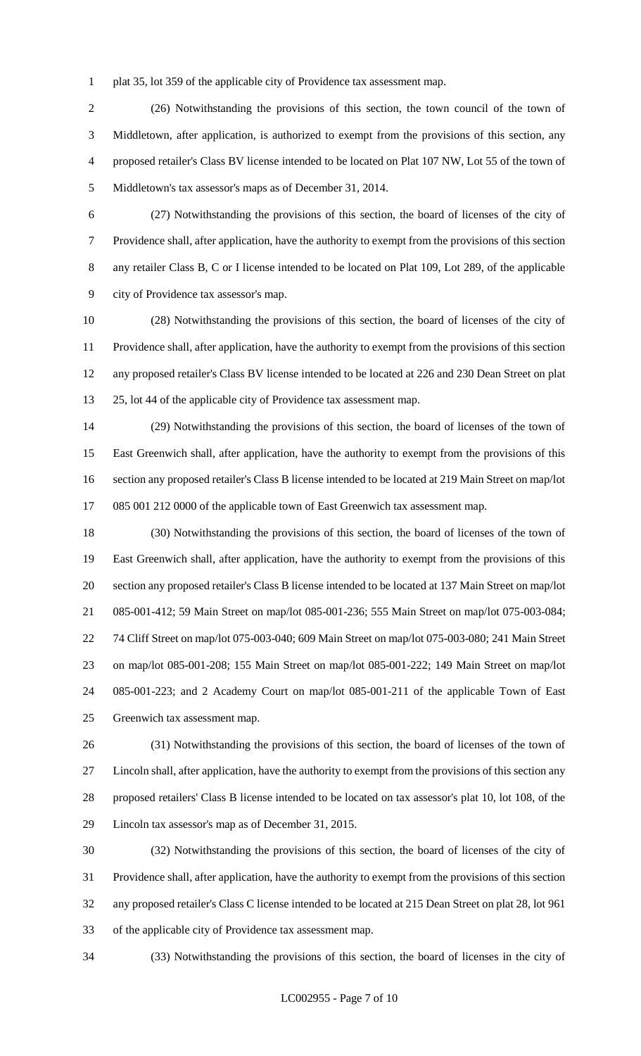plat 35, lot 359 of the applicable city of Providence tax assessment map.

(26) Notwithstanding the provisions of this section, the town council of the town of Middletown, after application, is authorized to exempt from the provisions of this section, any proposed retailer's Class BV license intended to be located on Plat 107 NW, Lot 55 of the town of Middletown's tax assessor's maps as of December 31, 2014.

(27) Notwithstanding the provisions of this section, the board of licenses of the city of Providence shall, after application, have the authority to exempt from the provisions of this section any retailer Class B, C or I license intended to be located on Plat 109, Lot 289, of the applicable city of Providence tax assessor's map.

(28) Notwithstanding the provisions of this section, the board of licenses of the city of Providence shall, after application, have the authority to exempt from the provisions of this section any proposed retailer's Class BV license intended to be located at 226 and 230 Dean Street on plat 25, lot 44 of the applicable city of Providence tax assessment map.

(29) Notwithstanding the provisions of this section, the board of licenses of the town of East Greenwich shall, after application, have the authority to exempt from the provisions of this section any proposed retailer's Class B license intended to be located at 219 Main Street on map/lot 085 001 212 0000 of the applicable town of East Greenwich tax assessment map.

(30) Notwithstanding the provisions of this section, the board of licenses of the town of East Greenwich shall, after application, have the authority to exempt from the provisions of this section any proposed retailer's Class B license intended to be located at 137 Main Street on map/lot 085-001-412; 59 Main Street on map/lot 085-001-236; 555 Main Street on map/lot 075-003-084; 74 Cliff Street on map/lot 075-003-040; 609 Main Street on map/lot 075-003-080; 241 Main Street on map/lot 085-001-208; 155 Main Street on map/lot 085-001-222; 149 Main Street on map/lot 085-001-223; and 2 Academy Court on map/lot 085-001-211 of the applicable Town of East Greenwich tax assessment map.

(31) Notwithstanding the provisions of this section, the board of licenses of the town of Lincoln shall, after application, have the authority to exempt from the provisions of this section any proposed retailers' Class B license intended to be located on tax assessor's plat 10, lot 108, of the Lincoln tax assessor's map as of December 31, 2015.

(32) Notwithstanding the provisions of this section, the board of licenses of the city of Providence shall, after application, have the authority to exempt from the provisions of this section any proposed retailer's Class C license intended to be located at 215 Dean Street on plat 28, lot 961 of the applicable city of Providence tax assessment map.

(33) Notwithstanding the provisions of this section, the board of licenses in the city of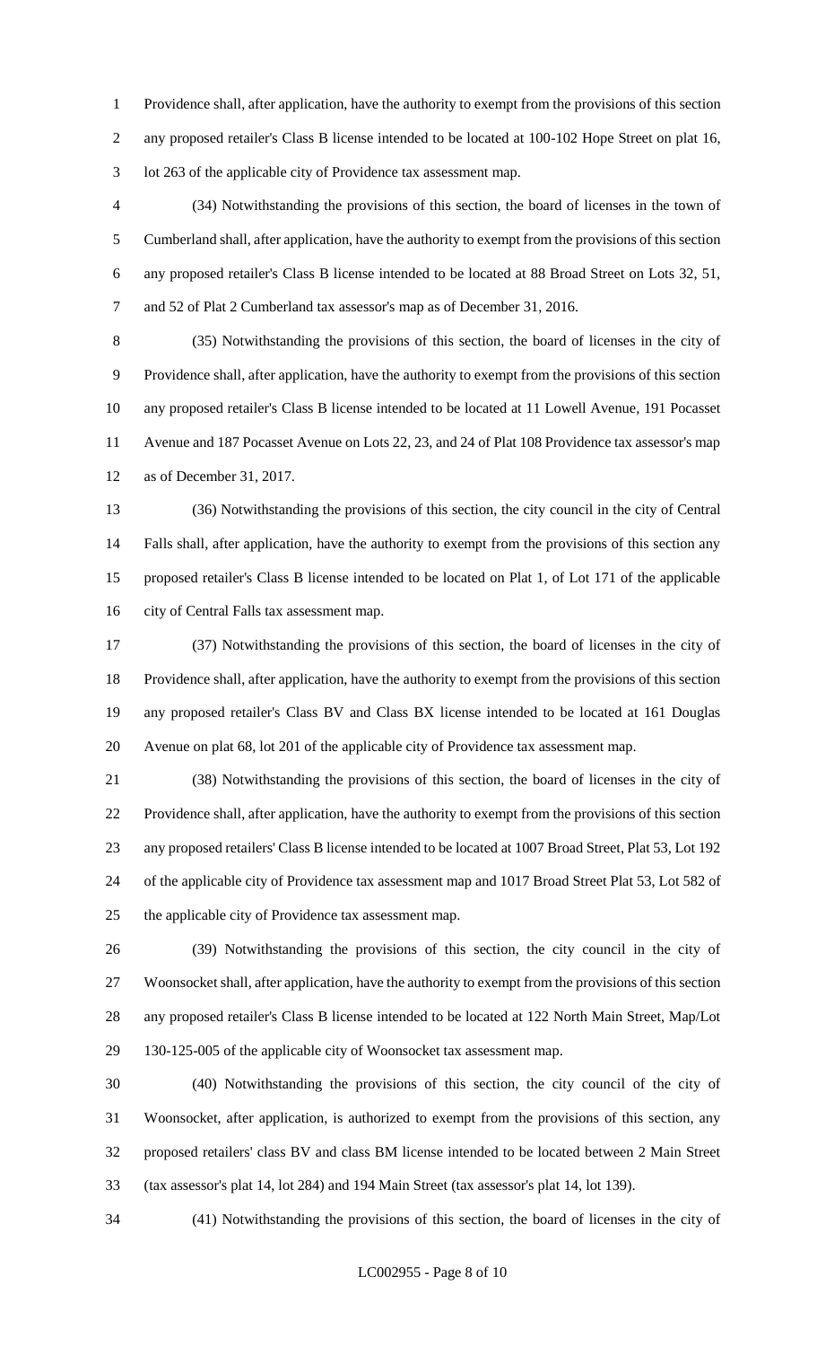Providence shall, after application, have the authority to exempt from the provisions of this section any proposed retailer's Class B license intended to be located at 100-102 Hope Street on plat 16, lot 263 of the applicable city of Providence tax assessment map.

(34) Notwithstanding the provisions of this section, the board of licenses in the town of Cumberland shall, after application, have the authority to exempt from the provisions of this section any proposed retailer's Class B license intended to be located at 88 Broad Street on Lots 32, 51, and 52 of Plat 2 Cumberland tax assessor's map as of December 31, 2016.

(35) Notwithstanding the provisions of this section, the board of licenses in the city of Providence shall, after application, have the authority to exempt from the provisions of this section any proposed retailer's Class B license intended to be located at 11 Lowell Avenue, 191 Pocasset Avenue and 187 Pocasset Avenue on Lots 22, 23, and 24 of Plat 108 Providence tax assessor's map as of December 31, 2017.

(36) Notwithstanding the provisions of this section, the city council in the city of Central Falls shall, after application, have the authority to exempt from the provisions of this section any proposed retailer's Class B license intended to be located on Plat 1, of Lot 171 of the applicable city of Central Falls tax assessment map.

(37) Notwithstanding the provisions of this section, the board of licenses in the city of Providence shall, after application, have the authority to exempt from the provisions of this section any proposed retailer's Class BV and Class BX license intended to be located at 161 Douglas Avenue on plat 68, lot 201 of the applicable city of Providence tax assessment map.

(38) Notwithstanding the provisions of this section, the board of licenses in the city of Providence shall, after application, have the authority to exempt from the provisions of this section any proposed retailers' Class B license intended to be located at 1007 Broad Street, Plat 53, Lot 192 of the applicable city of Providence tax assessment map and 1017 Broad Street Plat 53, Lot 582 of the applicable city of Providence tax assessment map.

(39) Notwithstanding the provisions of this section, the city council in the city of Woonsocket shall, after application, have the authority to exempt from the provisions of this section any proposed retailer's Class B license intended to be located at 122 North Main Street, Map/Lot 130-125-005 of the applicable city of Woonsocket tax assessment map.

(40) Notwithstanding the provisions of this section, the city council of the city of Woonsocket, after application, is authorized to exempt from the provisions of this section, any proposed retailers' class BV and class BM license intended to be located between 2 Main Street (tax assessor's plat 14, lot 284) and 194 Main Street (tax assessor's plat 14, lot 139).

(41) Notwithstanding the provisions of this section, the board of licenses in the city of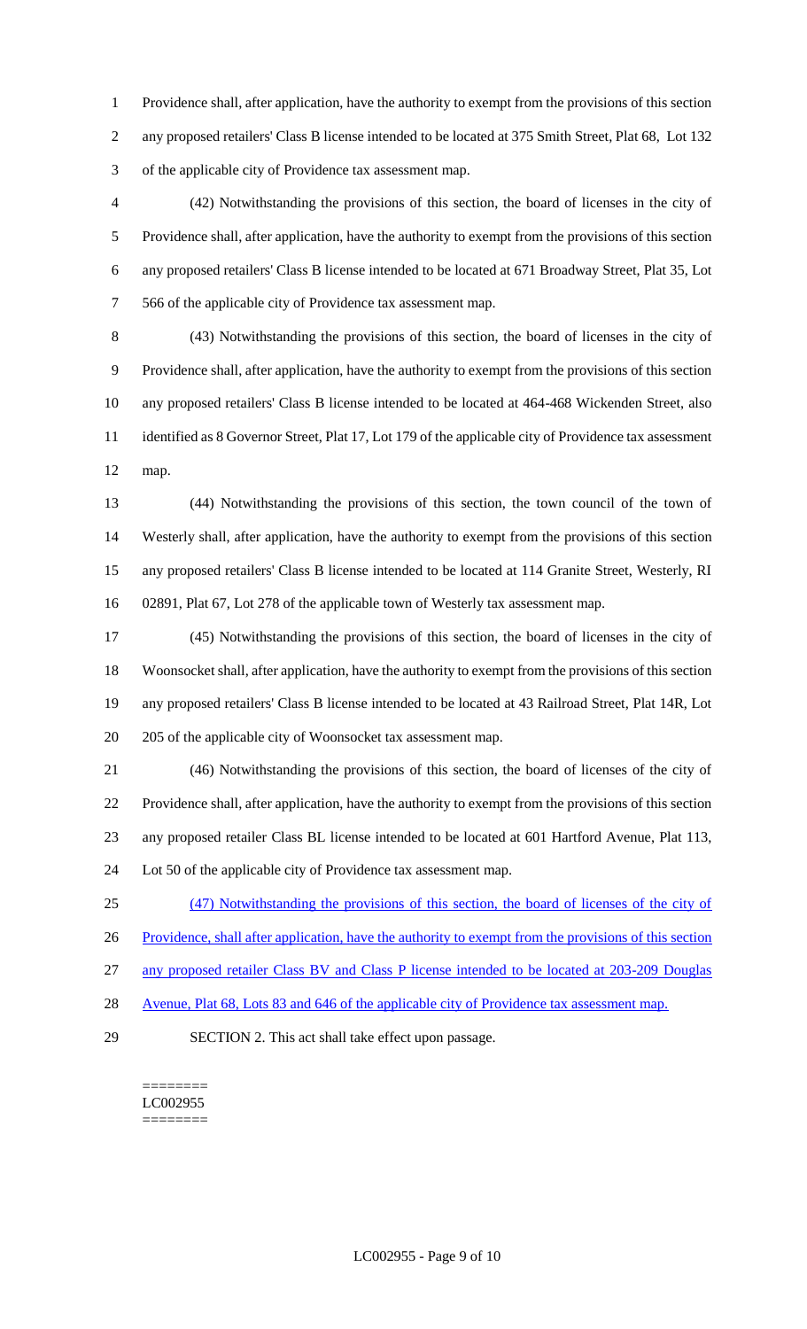Providence shall, after application, have the authority to exempt from the provisions of this section any proposed retailers' Class B license intended to be located at 375 Smith Street, Plat 68, Lot 132 of the applicable city of Providence tax assessment map.

(42) Notwithstanding the provisions of this section, the board of licenses in the city of Providence shall, after application, have the authority to exempt from the provisions of this section any proposed retailers' Class B license intended to be located at 671 Broadway Street, Plat 35, Lot 566 of the applicable city of Providence tax assessment map.

(43) Notwithstanding the provisions of this section, the board of licenses in the city of Providence shall, after application, have the authority to exempt from the provisions of this section any proposed retailers' Class B license intended to be located at 464-468 Wickenden Street, also identified as 8 Governor Street, Plat 17, Lot 179 of the applicable city of Providence tax assessment map.

(44) Notwithstanding the provisions of this section, the town council of the town of Westerly shall, after application, have the authority to exempt from the provisions of this section any proposed retailers' Class B license intended to be located at 114 Granite Street, Westerly, RI 02891, Plat 67, Lot 278 of the applicable town of Westerly tax assessment map.

(45) Notwithstanding the provisions of this section, the board of licenses in the city of Woonsocket shall, after application, have the authority to exempt from the provisions of this section any proposed retailers' Class B license intended to be located at 43 Railroad Street, Plat 14R, Lot 205 of the applicable city of Woonsocket tax assessment map.

(46) Notwithstanding the provisions of this section, the board of licenses of the city of Providence shall, after application, have the authority to exempt from the provisions of this section any proposed retailer Class BL license intended to be located at 601 Hartford Avenue, Plat 113, Lot 50 of the applicable city of Providence tax assessment map.

(47) Notwithstanding the provisions of this section, the board of licenses of the city of Providence, shall after application, have the authority to exempt from the provisions of this section any proposed retailer Class BV and Class P license intended to be located at 203-209 Douglas Avenue, Plat 68, Lots 83 and 646 of the applicable city of Providence tax assessment map.

SECTION 2. This act shall take effect upon passage.

========
LC002955
========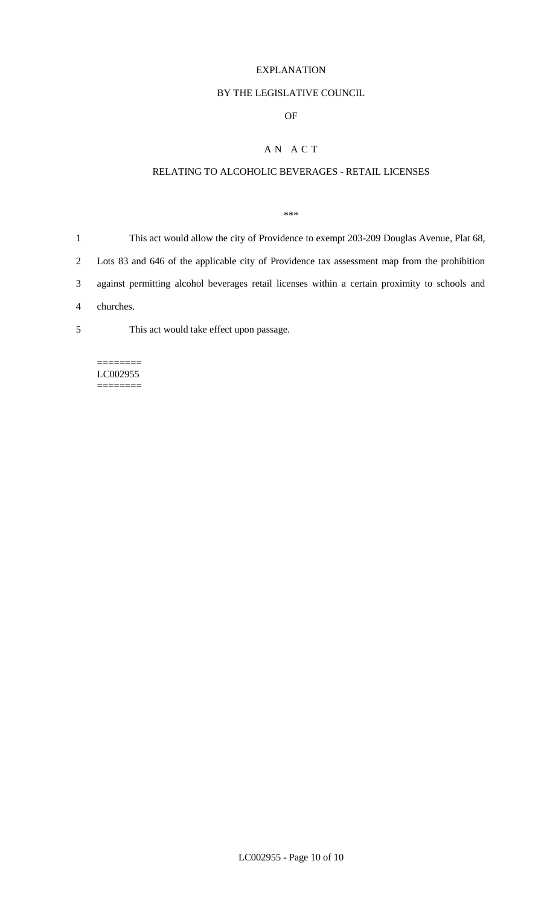EXPLANATION

BY THE LEGISLATIVE COUNCIL

OF

# A N A C T

## RELATING TO ALCOHOLIC BEVERAGES - RETAIL LICENSES

\*\*\*

This act would allow the city of Providence to exempt 203-209 Douglas Avenue, Plat 68, Lots 83 and 646 of the applicable city of Providence tax assessment map from the prohibition against permitting alcohol beverages retail licenses within a certain proximity to schools and churches.

This act would take effect upon passage.

========
LC002955
========